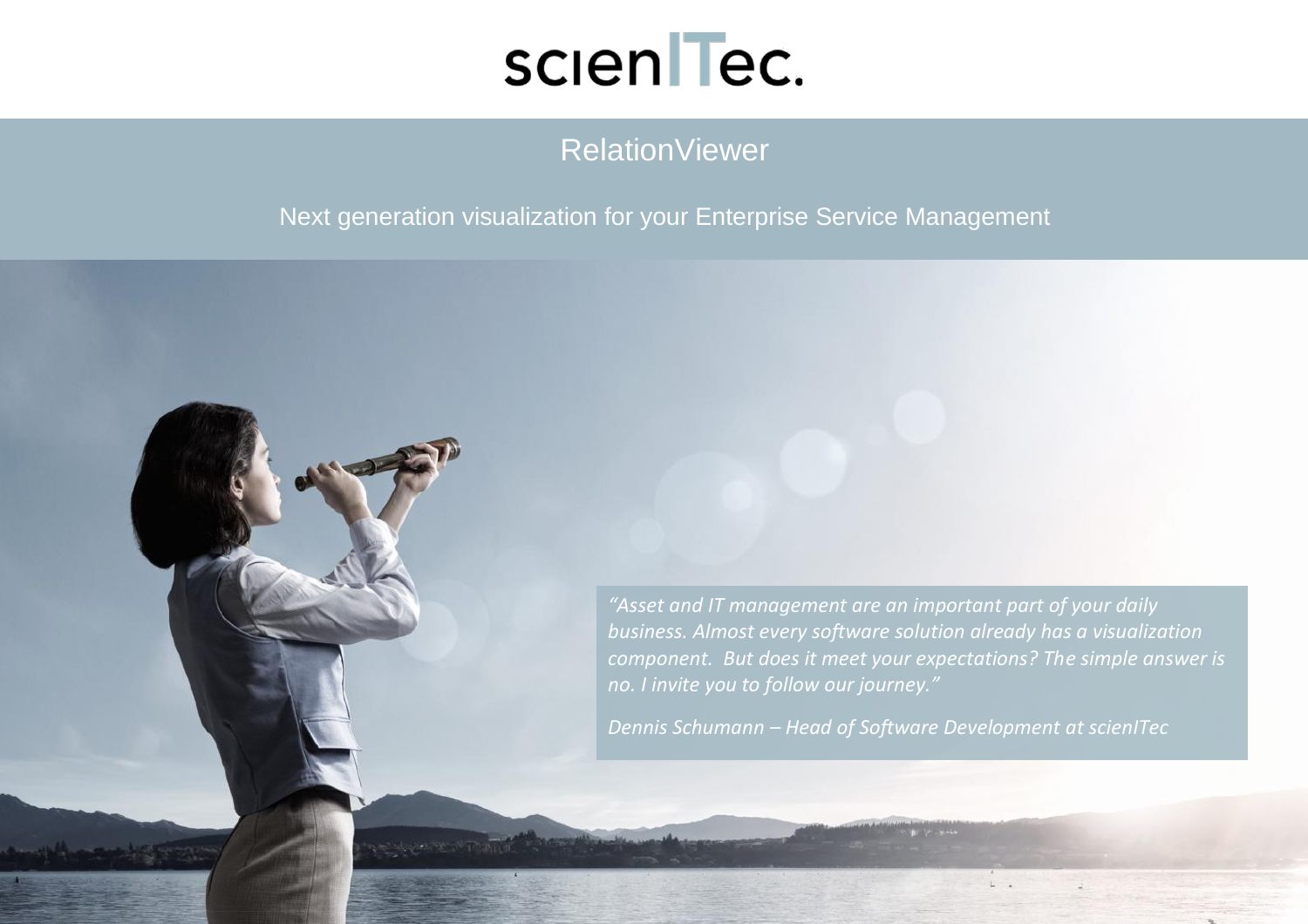scienITec.

# RelationViewer

## Next generation visualization for your Enterprise Service Management

*"Asset and IT management are an important part of your daily business. Almost every software solution already has a visualization component.  But does it meet your expectations? The simple answer is no. I invite you to follow our journey."*

*Dennis Schumann – Head of Software Development at scienITec*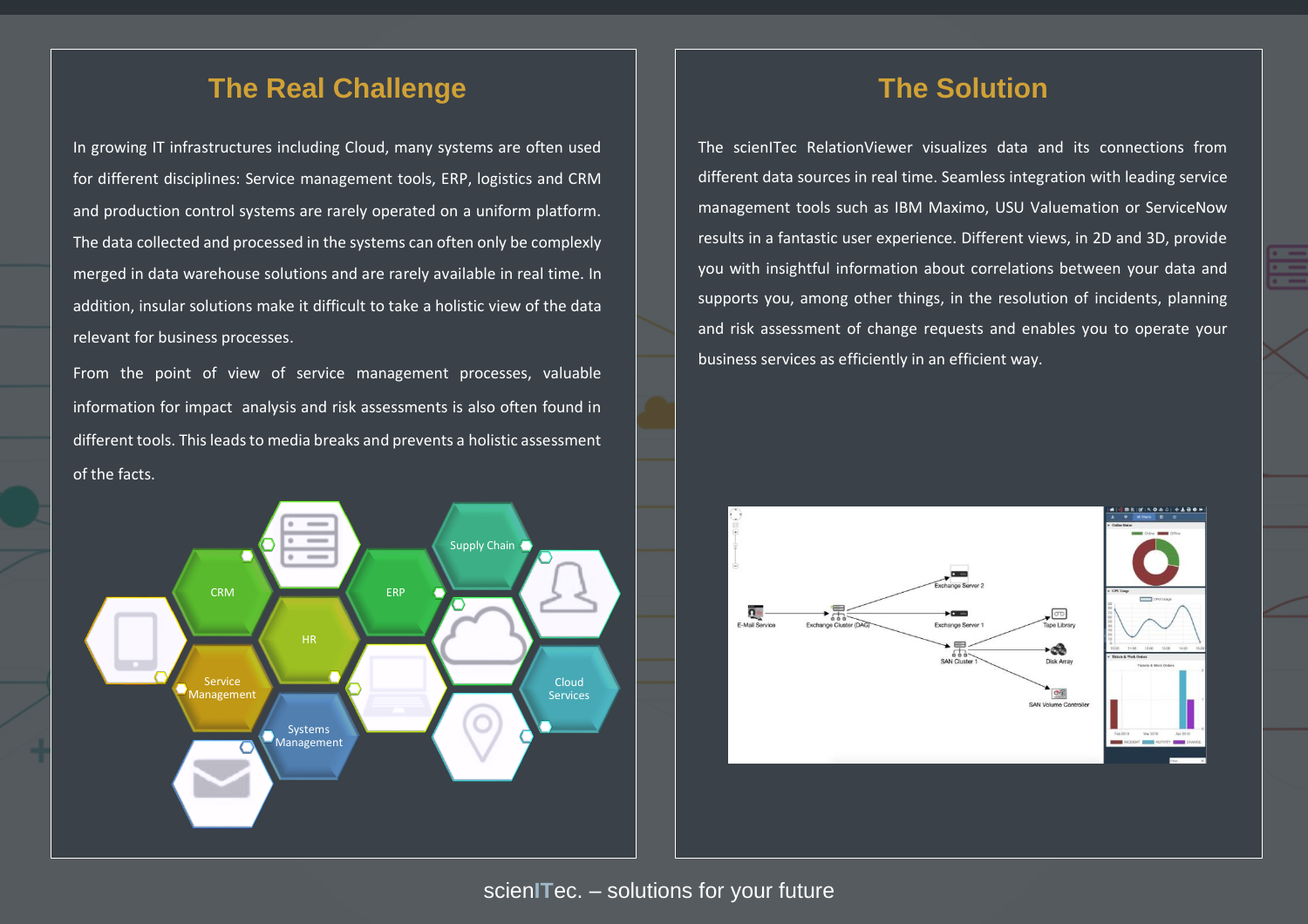## The Real Challenge

In growing IT infrastructures including Cloud, many systems are often used for different disciplines: Service management tools, ERP, logistics and CRM and production control systems are rarely operated on a uniform platform. The data collected and processed in the systems can often only be complexly merged in data warehouse solutions and are rarely available in real time. In addition, insular solutions make it difficult to take a holistic view of the data relevant for business processes.

From the point of view of service management processes, valuable information for impact analysis and risk assessments is also often found in different tools. This leads to media breaks and prevents a holistic assessment of the facts.

## The Solution

The scienITec RelationViewer visualizes data and its connections from different data sources in real time. Seamless integration with leading service management tools such as IBM Maximo, USU Valuemation or ServiceNow results in a fantastic user experience. Different views, in 2D and 3D, provide you with insightful information about correlations between your data and supports you, among other things, in the resolution of incidents, planning and risk assessment of change requests and enables you to operate your business services as efficiently in an efficient way.

scienITec. – solutions for your future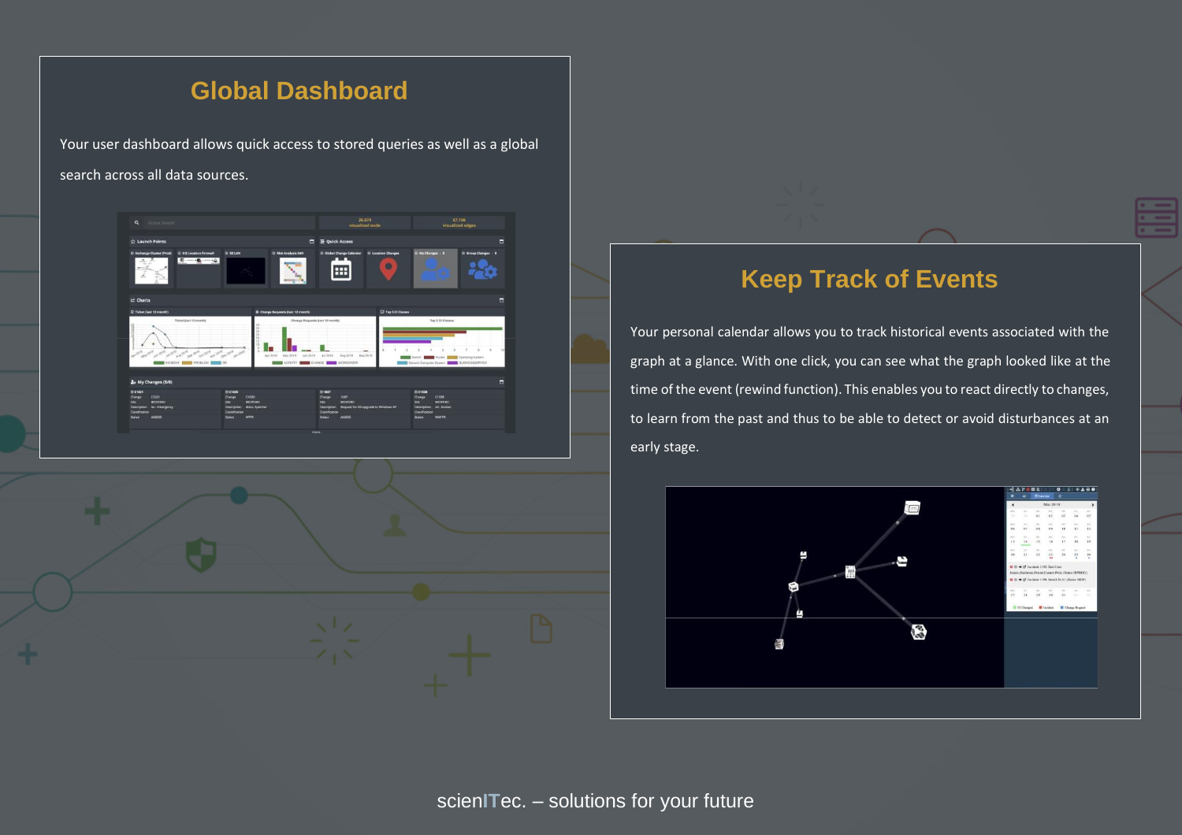## Global Dashboard

Your user dashboard allows quick access to stored queries as well as a global search across all data sources.

## Keep Track of Events

Your personal calendar allows you to track historical events associated with the graph at a glance. With one click, you can see what the graph looked like at the time of the event (rewind function). This enables you to react directly to changes, to learn from the past and thus to be able to detect or avoid disturbances at an early stage.

scienITec. – solutions for your future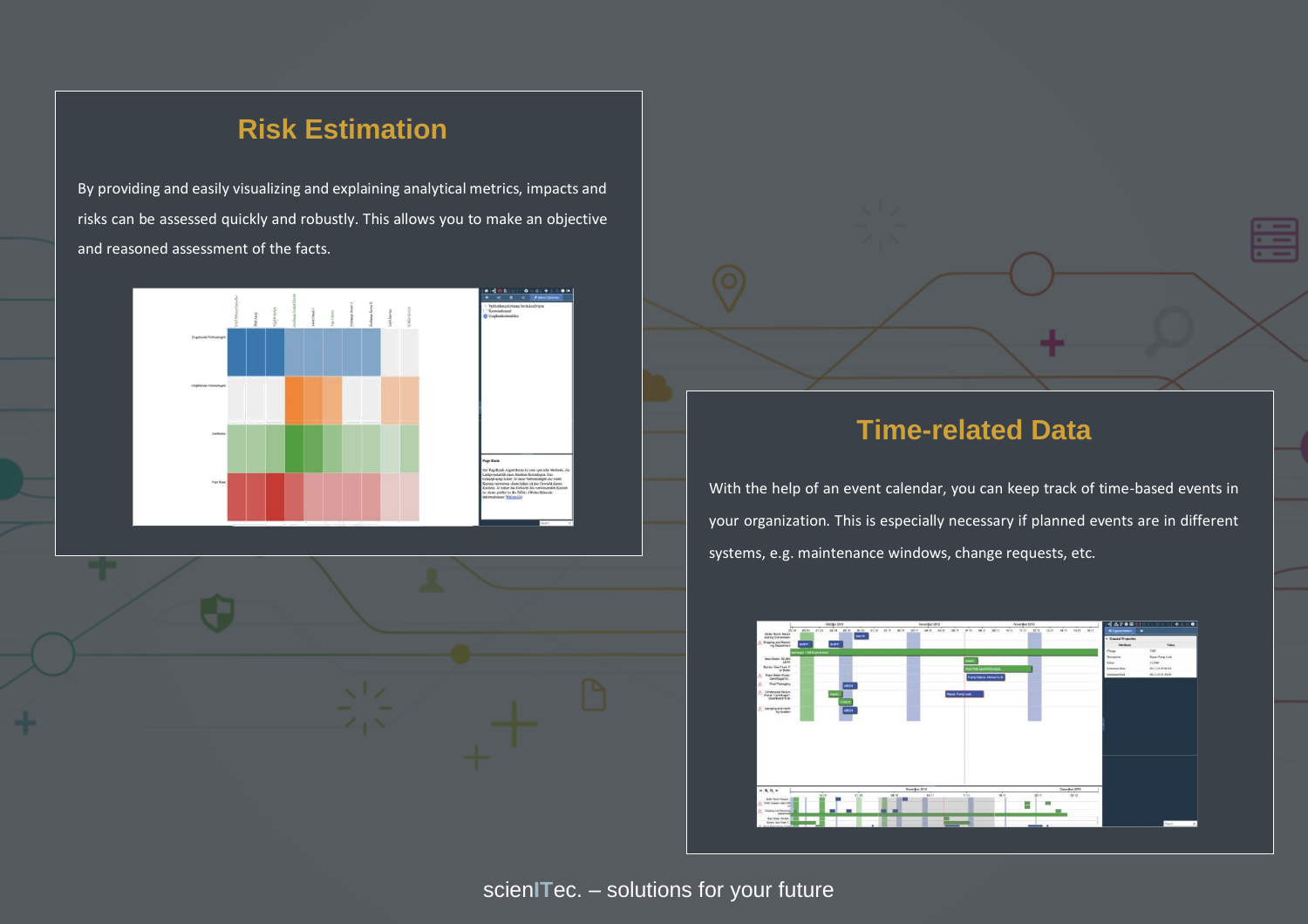## Risk Estimation

By providing and easily visualizing and explaining analytical metrics, impacts and risks can be assessed quickly and robustly. This allows you to make an objective and reasoned assessment of the facts.

## Time-related Data

With the help of an event calendar, you can keep track of time-based events in your organization. This is especially necessary if planned events are in different systems, e.g. maintenance windows, change requests, etc.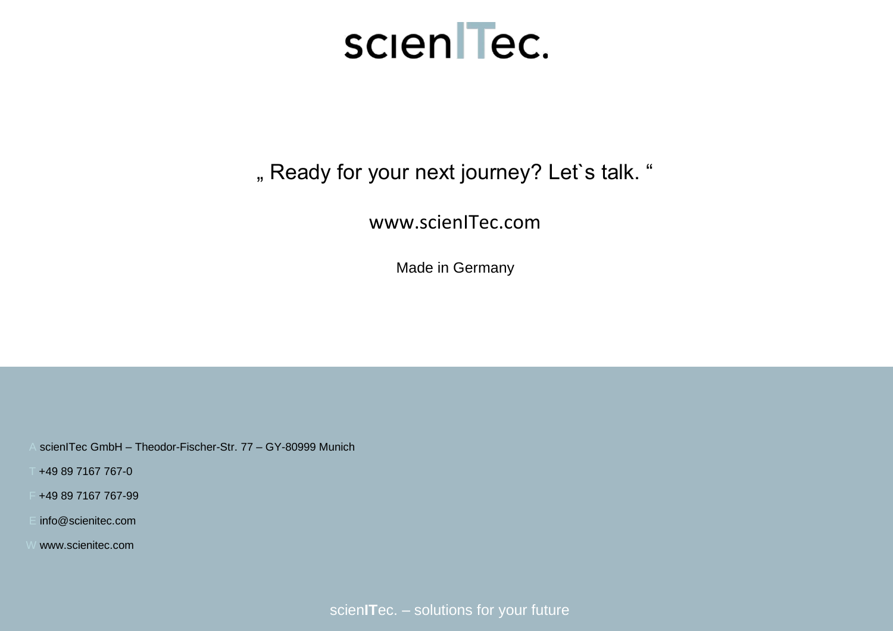scienITec.

„ Ready for your next journey? Let`s talk. “

www.scienITec.com

Made in Germany

A scienITec GmbH – Theodor-Fischer-Str. 77 – GY-80999 Munich

T +49 89 7167 767-0

F +49 89 7167 767-99

E info@scienitec.com

W www.scienitec.com

scien**IT**ec. – solutions for your future